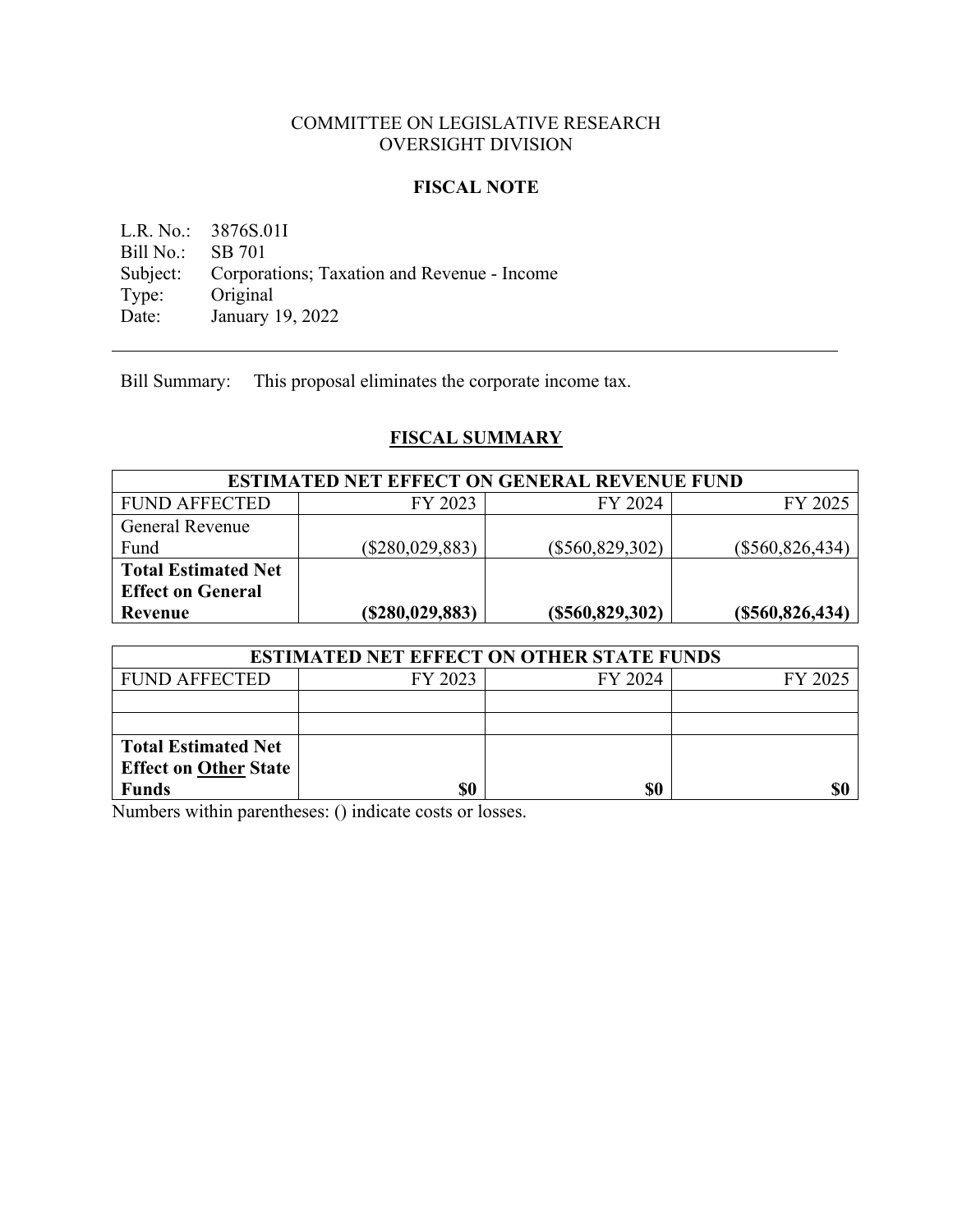COMMITTEE ON LEGISLATIVE RESEARCH
OVERSIGHT DIVISION

## FISCAL NOTE

L.R. No.: 3876S.01I
Bill No.: SB 701
Subject: Corporations; Taxation and Revenue - Income
Type: Original
Date: January 19, 2022

---

Bill Summary: This proposal eliminates the corporate income tax.

## FISCAL SUMMARY

| ESTIMATED NET EFFECT ON GENERAL REVENUE FUND | | | |
|---|---|---|---|
| FUND AFFECTED | FY 2023 | FY 2024 | FY 2025 |
| General Revenue Fund | ($280,029,883) | ($560,829,302) | ($560,826,434) |
| **Total Estimated Net Effect on General Revenue** | **($280,029,883)** | **($560,829,302)** | **($560,826,434)** |

| ESTIMATED NET EFFECT ON OTHER STATE FUNDS | | | |
|---|---|---|---|
| FUND AFFECTED | FY 2023 | FY 2024 | FY 2025 |
| | | | |
| | | | |
| **Total Estimated Net Effect on Other State Funds** | **$0** | **$0** | **$0** |

Numbers within parentheses: () indicate costs or losses.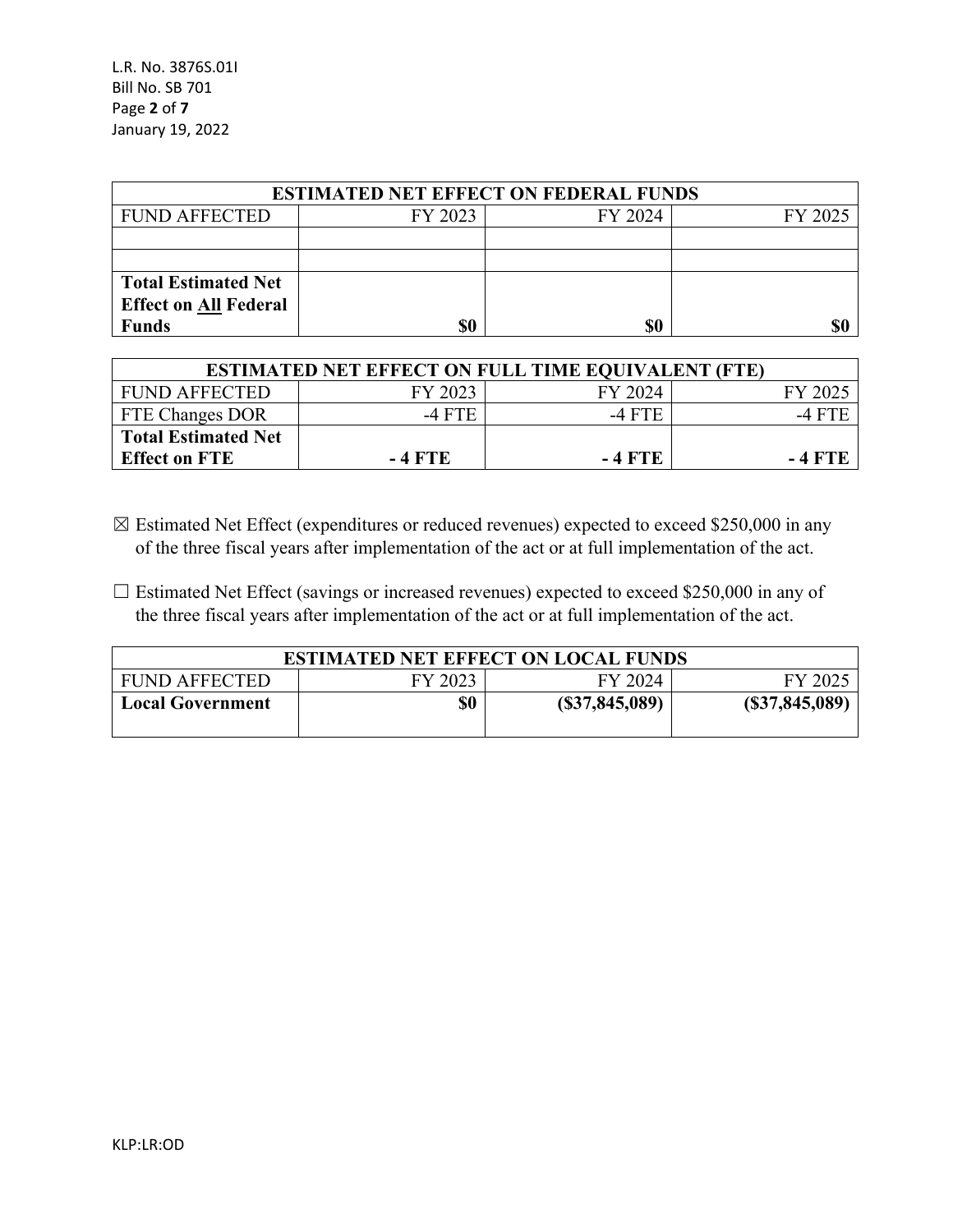| ESTIMATED NET EFFECT ON FEDERAL FUNDS | | | |
|---|---|---|---|
| FUND AFFECTED | FY 2023 | FY 2024 | FY 2025 |
| | | | |
| | | | |
| **Total Estimated Net Effect on All Federal Funds** | **$0** | **$0** | **$0** |

| ESTIMATED NET EFFECT ON FULL TIME EQUIVALENT (FTE) | | | |
|---|---|---|---|
| FUND AFFECTED | FY 2023 | FY 2024 | FY 2025 |
| FTE Changes DOR | -4 FTE | -4 FTE | -4 FTE |
| **Total Estimated Net Effect on FTE** | **- 4 FTE** | **- 4 FTE** | **- 4 FTE** |

☒ Estimated Net Effect (expenditures or reduced revenues) expected to exceed $250,000 in any of the three fiscal years after implementation of the act or at full implementation of the act.

☐ Estimated Net Effect (savings or increased revenues) expected to exceed $250,000 in any of the three fiscal years after implementation of the act or at full implementation of the act.

| ESTIMATED NET EFFECT ON LOCAL FUNDS | | | |
|---|---|---|---|
| FUND AFFECTED | FY 2023 | FY 2024 | FY 2025 |
| **Local Government** | **$0** | **($37,845,089)** | **($37,845,089)** |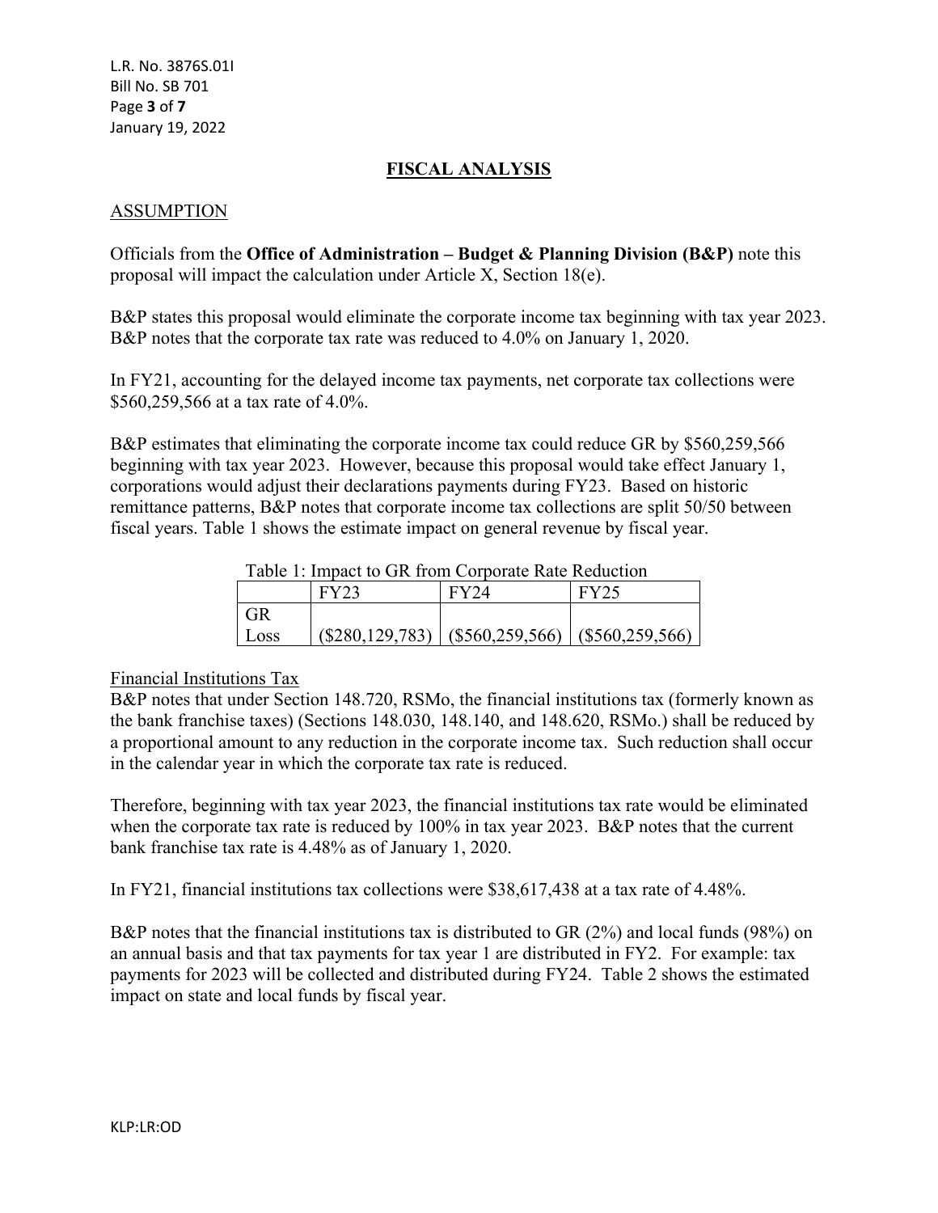## FISCAL ANALYSIS

### ASSUMPTION

Officials from the **Office of Administration – Budget & Planning Division (B&P)** note this proposal will impact the calculation under Article X, Section 18(e).

B&P states this proposal would eliminate the corporate income tax beginning with tax year 2023. B&P notes that the corporate tax rate was reduced to 4.0% on January 1, 2020.

In FY21, accounting for the delayed income tax payments, net corporate tax collections were $560,259,566 at a tax rate of 4.0%.

B&P estimates that eliminating the corporate income tax could reduce GR by $560,259,566 beginning with tax year 2023. However, because this proposal would take effect January 1, corporations would adjust their declarations payments during FY23. Based on historic remittance patterns, B&P notes that corporate income tax collections are split 50/50 between fiscal years. Table 1 shows the estimate impact on general revenue by fiscal year.

Table 1: Impact to GR from Corporate Rate Reduction

| | FY23 | FY24 | FY25 |
|---|---|---|---|
| GR Loss | ($280,129,783) | ($560,259,566) | ($560,259,566) |

Financial Institutions Tax

B&P notes that under Section 148.720, RSMo, the financial institutions tax (formerly known as the bank franchise taxes) (Sections 148.030, 148.140, and 148.620, RSMo.) shall be reduced by a proportional amount to any reduction in the corporate income tax. Such reduction shall occur in the calendar year in which the corporate tax rate is reduced.

Therefore, beginning with tax year 2023, the financial institutions tax rate would be eliminated when the corporate tax rate is reduced by 100% in tax year 2023. B&P notes that the current bank franchise tax rate is 4.48% as of January 1, 2020.

In FY21, financial institutions tax collections were $38,617,438 at a tax rate of 4.48%.

B&P notes that the financial institutions tax is distributed to GR (2%) and local funds (98%) on an annual basis and that tax payments for tax year 1 are distributed in FY2. For example: tax payments for 2023 will be collected and distributed during FY24. Table 2 shows the estimated impact on state and local funds by fiscal year.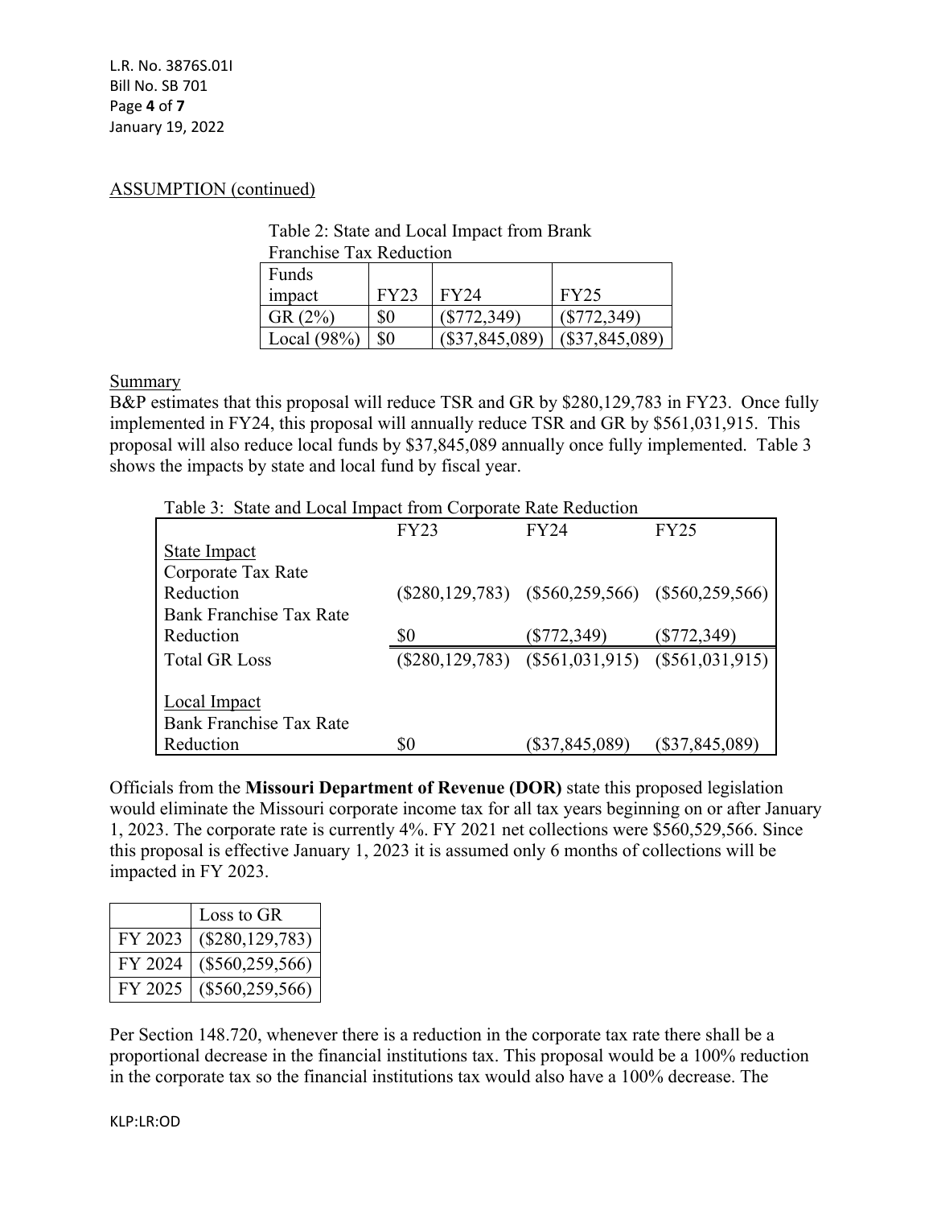ASSUMPTION (continued)

Table 2: State and Local Impact from Brank Franchise Tax Reduction

| Funds impact | FY23 | FY24 | FY25 |
|---|---|---|---|
| GR (2%) | $0 | ($772,349) | ($772,349) |
| Local (98%) | $0 | ($37,845,089) | ($37,845,089) |

Summary

B&P estimates that this proposal will reduce TSR and GR by $280,129,783 in FY23. Once fully implemented in FY24, this proposal will annually reduce TSR and GR by $561,031,915. This proposal will also reduce local funds by $37,845,089 annually once fully implemented. Table 3 shows the impacts by state and local fund by fiscal year.

Table 3: State and Local Impact from Corporate Rate Reduction

| | FY23 | FY24 | FY25 |
|---|---|---|---|
| State Impact | | | |
| Corporate Tax Rate Reduction | ($280,129,783) | ($560,259,566) | ($560,259,566) |
| Bank Franchise Tax Rate Reduction | $0 | ($772,349) | ($772,349) |
| Total GR Loss | ($280,129,783) | ($561,031,915) | ($561,031,915) |
| Local Impact | | | |
| Bank Franchise Tax Rate Reduction | $0 | ($37,845,089) | ($37,845,089) |

Officials from the **Missouri Department of Revenue (DOR)** state this proposed legislation would eliminate the Missouri corporate income tax for all tax years beginning on or after January 1, 2023. The corporate rate is currently 4%. FY 2021 net collections were $560,529,566. Since this proposal is effective January 1, 2023 it is assumed only 6 months of collections will be impacted in FY 2023.

| | Loss to GR |
|---|---|
| FY 2023 | ($280,129,783) |
| FY 2024 | ($560,259,566) |
| FY 2025 | ($560,259,566) |

Per Section 148.720, whenever there is a reduction in the corporate tax rate there shall be a proportional decrease in the financial institutions tax. This proposal would be a 100% reduction in the corporate tax so the financial institutions tax would also have a 100% decrease. The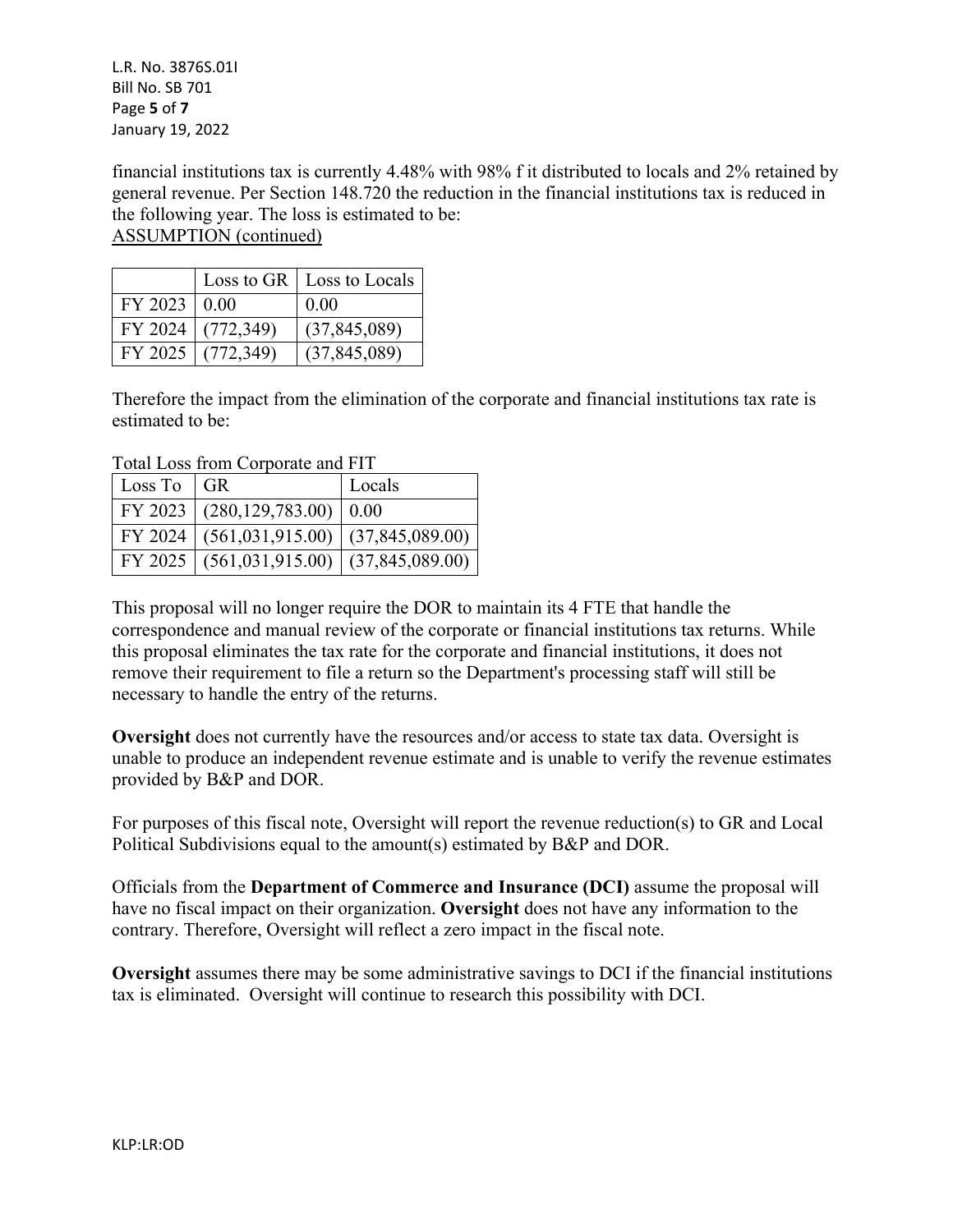financial institutions tax is currently 4.48% with 98% f it distributed to locals and 2% retained by general revenue. Per Section 148.720 the reduction in the financial institutions tax is reduced in the following year. The loss is estimated to be:

ASSUMPTION (continued)

| | Loss to GR | Loss to Locals |
|---|---|---|
| FY 2023 | 0.00 | 0.00 |
| FY 2024 | (772,349) | (37,845,089) |
| FY 2025 | (772,349) | (37,845,089) |

Therefore the impact from the elimination of the corporate and financial institutions tax rate is estimated to be:

Total Loss from Corporate and FIT

| Loss To | GR | Locals |
|---|---|---|
| FY 2023 | (280,129,783.00) | 0.00 |
| FY 2024 | (561,031,915.00) | (37,845,089.00) |
| FY 2025 | (561,031,915.00) | (37,845,089.00) |

This proposal will no longer require the DOR to maintain its 4 FTE that handle the correspondence and manual review of the corporate or financial institutions tax returns. While this proposal eliminates the tax rate for the corporate and financial institutions, it does not remove their requirement to file a return so the Department's processing staff will still be necessary to handle the entry of the returns.

**Oversight** does not currently have the resources and/or access to state tax data. Oversight is unable to produce an independent revenue estimate and is unable to verify the revenue estimates provided by B&P and DOR.

For purposes of this fiscal note, Oversight will report the revenue reduction(s) to GR and Local Political Subdivisions equal to the amount(s) estimated by B&P and DOR.

Officials from the **Department of Commerce and Insurance (DCI)** assume the proposal will have no fiscal impact on their organization. **Oversight** does not have any information to the contrary. Therefore, Oversight will reflect a zero impact in the fiscal note.

**Oversight** assumes there may be some administrative savings to DCI if the financial institutions tax is eliminated. Oversight will continue to research this possibility with DCI.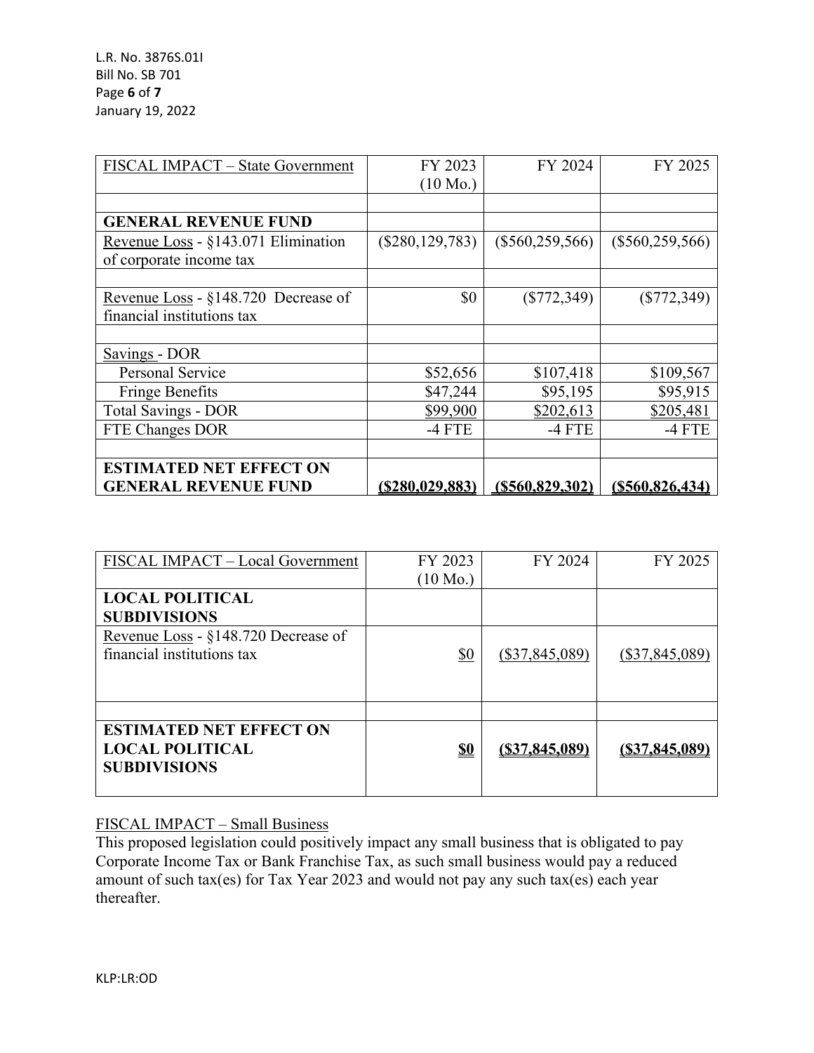| FISCAL IMPACT – State Government | FY 2023 (10 Mo.) | FY 2024 | FY 2025 |
|---|---|---|---|
| | | | |
| **GENERAL REVENUE FUND** | | | |
| Revenue Loss - §143.071 Elimination of corporate income tax | ($280,129,783) | ($560,259,566) | ($560,259,566) |
| | | | |
| Revenue Loss - §148.720 Decrease of financial institutions tax | $0 | ($772,349) | ($772,349) |
| | | | |
| Savings - DOR | | | |
| Personal Service | $52,656 | $107,418 | $109,567 |
| Fringe Benefits | $47,244 | $95,195 | $95,915 |
| Total Savings - DOR | $99,900 | $202,613 | $205,481 |
| FTE Changes DOR | -4 FTE | -4 FTE | -4 FTE |
| | | | |
| **ESTIMATED NET EFFECT ON GENERAL REVENUE FUND** | **($280,029,883)** | **($560,829,302)** | **($560,826,434)** |

| FISCAL IMPACT – Local Government | FY 2023 (10 Mo.) | FY 2024 | FY 2025 |
|---|---|---|---|
| **LOCAL POLITICAL SUBDIVISIONS** | | | |
| Revenue Loss - §148.720 Decrease of financial institutions tax | $0 | ($37,845,089) | ($37,845,089) |
| | | | |
| **ESTIMATED NET EFFECT ON LOCAL POLITICAL SUBDIVISIONS** | **$0** | **($37,845,089)** | **($37,845,089)** |

FISCAL IMPACT – Small Business

This proposed legislation could positively impact any small business that is obligated to pay Corporate Income Tax or Bank Franchise Tax, as such small business would pay a reduced amount of such tax(es) for Tax Year 2023 and would not pay any such tax(es) each year thereafter.

KLP:LR:OD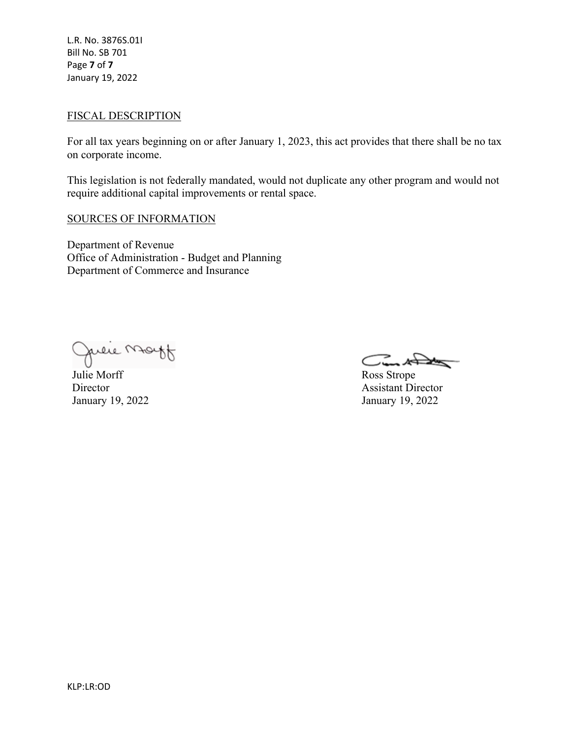FISCAL DESCRIPTION

For all tax years beginning on or after January 1, 2023, this act provides that there shall be no tax on corporate income.

This legislation is not federally mandated, would not duplicate any other program and would not require additional capital improvements or rental space.

SOURCES OF INFORMATION

Department of Revenue
Office of Administration - Budget and Planning
Department of Commerce and Insurance

Julie Morff
Director
January 19, 2022

Ross Strope
Assistant Director
January 19, 2022

KLP:LR:OD